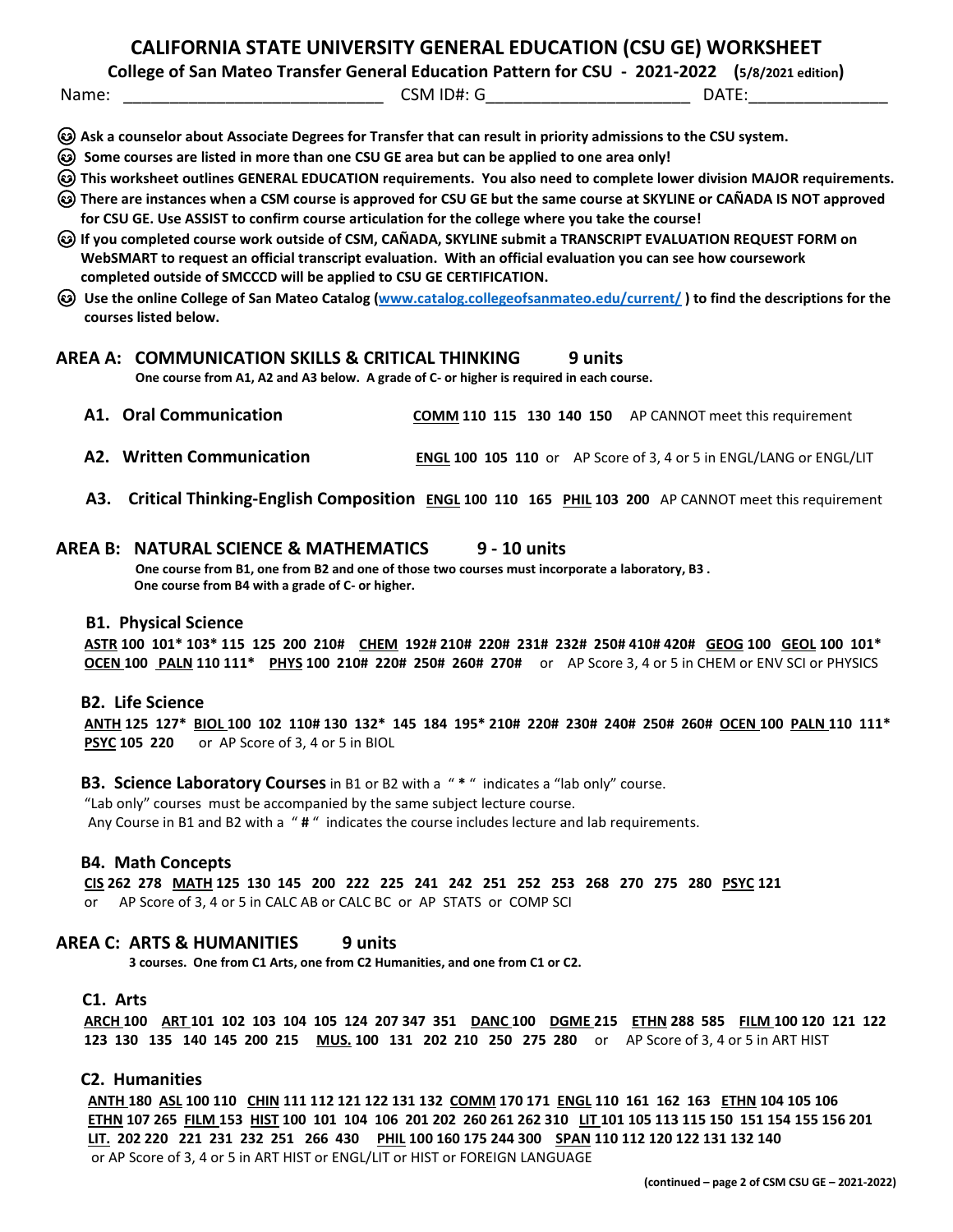# CALIFORNIA STATE UNIVERSITY GENERAL EDUCATION (CSU GE) WORKSHEET

**College of San Mateo Transfer General Education Pattern for CSU - 2021-2022 (5/8/2021 edition)**

Name: ____________________________ CSM ID#: G______________________ DATE:_______________

- **Ask a counselor about Associate Degrees for Transfer that can result in priority admissions to the CSU system.**
- **Some courses are listed in more than one CSU GE area but can be applied to one area only!**
- **This worksheet outlines GENERAL EDUCATION requirements. You also need to complete lower division MAJOR requirements.**
- **There are instances when a CSM course is approved for CSU GE but the same course at SKYLINE or CAÑADA IS NOT approved for CSU GE. Use ASSIST to confirm course articulation for the college where you take the course!**
- **If you completed course work outside of CSM, CAÑADA, SKYLINE submit a TRANSCRIPT EVALUATION REQUEST FORM on WebSMART to request an official transcript evaluation. With an official evaluation you can see how coursework completed outside of SMCCCD will be applied to CSU GE CERTIFICATION.**
- **Use the online College of San Mateo Catalog (www.catalog.collegeofsanmateo.edu/current/) to find the descriptions for the courses listed below.**

## AREA A: COMMUNICATION SKILLS & CRITICAL THINKING 9 units

**One course from A1, A2 and A3 below. A grade of C- or higher is required in each course.**

**A1. Oral Communication** — **COMM 110 115 130 140 150** AP CANNOT meet this requirement

**A2. Written Communication** — **ENGL 100 105 110** or AP Score of 3, 4 or 5 in ENGL/LANG or ENGL/LIT

**A3. Critical Thinking-English Composition** — **ENGL 100 110 165 PHIL 103 200** AP CANNOT meet this requirement

## AREA B: NATURAL SCIENCE & MATHEMATICS 9 - 10 units

**One course from B1, one from B2 and one of those two courses must incorporate a laboratory, B3 .**
**One course from B4 with a grade of C- or higher.**

### B1. Physical Science

**ASTR 100 101* 103* 115 125 200 210# CHEM 192# 210# 220# 231# 232# 250# 410# 420# GEOG 100 GEOL 100 101* OCEN 100 PALN 110 111* PHYS 100 210# 220# 250# 260# 270#** or AP Score 3, 4 or 5 in CHEM or ENV SCI or PHYSICS

### B2. Life Science

**ANTH 125 127* BIOL 100 102 110# 130 132* 145 184 195* 210# 220# 230# 240# 250# 260# OCEN 100 PALN 110 111* PSYC 105 220** or AP Score of 3, 4 or 5 in BIOL

### B3. Science Laboratory Courses

in B1 or B2 with a " * " indicates a "lab only" course.
"Lab only" courses must be accompanied by the same subject lecture course.
Any Course in B1 and B2 with a " # " indicates the course includes lecture and lab requirements.

### B4. Math Concepts

**CIS 262 278 MATH 125 130 145 200 222 225 241 242 251 252 253 268 270 275 280 PSYC 121**
or AP Score of 3, 4 or 5 in CALC AB or CALC BC or AP STATS or COMP SCI

## AREA C: ARTS & HUMANITIES 9 units

**3 courses. One from C1 Arts, one from C2 Humanities, and one from C1 or C2.**

### C1. Arts

**ARCH 100 ART 101 102 103 104 105 124 207 347 351 DANC 100 DGME 215 ETHN 288 585 FILM 100 120 121 122 123 130 135 140 145 200 215 MUS. 100 131 202 210 250 275 280** or AP Score of 3, 4 or 5 in ART HIST

### C2. Humanities

**ANTH 180 ASL 100 110 CHIN 111 112 121 122 131 132 COMM 170 171 ENGL 110 161 162 163 ETHN 104 105 106 ETHN 107 265 FILM 153 HIST 100 101 104 106 201 202 260 261 262 310 LIT 101 105 113 115 150 151 154 155 156 201 LIT. 202 220 221 231 232 251 266 430 PHIL 100 160 175 244 300 SPAN 110 112 120 122 131 132 140**
or AP Score of 3, 4 or 5 in ART HIST or ENGL/LIT or HIST or FOREIGN LANGUAGE

(continued – page 2 of CSM CSU GE – 2021-2022)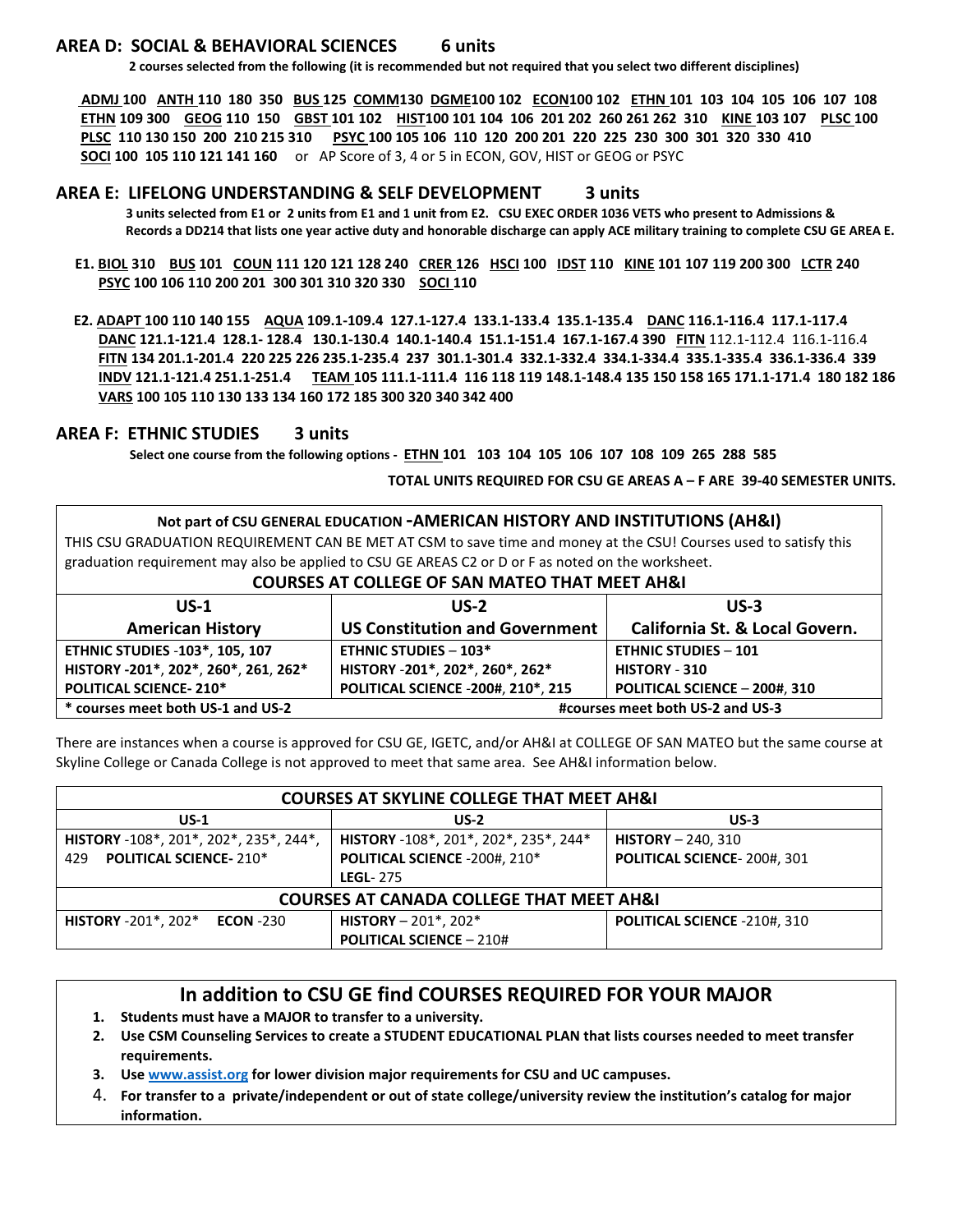## AREA D: SOCIAL & BEHAVIORAL SCIENCES 6 units

**2 courses selected from the following (it is recommended but not required that you select two different disciplines)**

**ADMJ 100 ANTH 110 180 350 BUS 125 COMM130 DGME100 102 ECON100 102 ETHN 101 103 104 105 106 107 108 ETHN 109 300 GEOG 110 150 GBST 101 102 HIST100 101 104 106 201 202 260 261 262 310 KINE 103 107 PLSC 100 PLSC 110 130 150 200 210 215 310 PSYC 100 105 106 110 120 200 201 220 225 230 300 301 320 330 410 SOCI 100 105 110 121 141 160** or AP Score of 3, 4 or 5 in ECON, GOV, HIST or GEOG or PSYC

## AREA E: LIFELONG UNDERSTANDING & SELF DEVELOPMENT 3 units

**3 units selected from E1 or 2 units from E1 and 1 unit from E2. CSU EXEC ORDER 1036 VETS who present to Admissions & Records a DD214 that lists one year active duty and honorable discharge can apply ACE military training to complete CSU GE AREA E.**

**E1. BIOL 310 BUS 101 COUN 111 120 121 128 240 CRER 126 HSCI 100 IDST 110 KINE 101 107 119 200 300 LCTR 240 PSYC 100 106 110 200 201 300 301 310 320 330 SOCI 110**

**E2. ADAPT 100 110 140 155 AQUA 109.1-109.4 127.1-127.4 133.1-133.4 135.1-135.4 DANC 116.1-116.4 117.1-117.4 DANC 121.1-121.4 128.1- 128.4 130.1-130.4 140.1-140.4 151.1-151.4 167.1-167.4 390 FITN** 112.1-112.4 116.1-116.4 **FITN 134 201.1-201.4 220 225 226 235.1-235.4 237 301.1-301.4 332.1-332.4 334.1-334.4 335.1-335.4 336.1-336.4 339 INDV 121.1-121.4 251.1-251.4 TEAM 105 111.1-111.4 116 118 119 148.1-148.4 135 150 158 165 171.1-171.4 180 182 186 VARS 100 105 110 130 133 134 160 172 185 300 320 340 342 400**

## AREA F: ETHNIC STUDIES 3 units

**Select one course from the following options - ETHN 101 103 104 105 106 107 108 109 265 288 585**

**TOTAL UNITS REQUIRED FOR CSU GE AREAS A – F ARE 39-40 SEMESTER UNITS.**

**Not part of CSU GENERAL EDUCATION -AMERICAN HISTORY AND INSTITUTIONS (AH&I)**

THIS CSU GRADUATION REQUIREMENT CAN BE MET AT CSM to save time and money at the CSU! Courses used to satisfy this graduation requirement may also be applied to CSU GE AREAS C2 or D or F as noted on the worksheet.

| COURSES AT COLLEGE OF SAN MATEO THAT MEET AH&I | | |
|---|---|---|
| **US-1 American History** | **US-2 US Constitution and Government** | **US-3 California St. & Local Govern.** |
| **ETHNIC STUDIES -103*, 105, 107** | **ETHNIC STUDIES – 103*** | **ETHNIC STUDIES – 101** |
| **HISTORY -201*, 202*, 260*, 261, 262*** | **HISTORY -201*, 202*, 260*, 262*** | **HISTORY - 310** |
| **POLITICAL SCIENCE- 210*** | **POLITICAL SCIENCE -200#, 210*, 215** | **POLITICAL SCIENCE – 200#, 310** |
| *** courses meet both US-1 and US-2** | **#courses meet both US-2 and US-3** | |

There are instances when a course is approved for CSU GE, IGETC, and/or AH&I at COLLEGE OF SAN MATEO but the same course at Skyline College or Canada College is not approved to meet that same area. See AH&I information below.

| COURSES AT SKYLINE COLLEGE THAT MEET AH&I | | |
|---|---|---|
| **US-1** | **US-2** | **US-3** |
| **HISTORY** -108*, 201*, 202*, 235*, 244*, 429 **POLITICAL SCIENCE-** 210* | **HISTORY** -108*, 201*, 202*, 235*, 244* **POLITICAL SCIENCE** -200#, 210* **LEGL**- 275 | **HISTORY** – 240, 310 **POLITICAL SCIENCE**- 200#, 301 |
| **COURSES AT CANADA COLLEGE THAT MEET AH&I** | | |
| **HISTORY** -201*, 202* **ECON** -230 | **HISTORY** – 201*, 202* **POLITICAL SCIENCE** – 210# | **POLITICAL SCIENCE** -210#, 310 |

## In addition to CSU GE find COURSES REQUIRED FOR YOUR MAJOR

1. **Students must have a MAJOR to transfer to a university.**
2. **Use CSM Counseling Services to create a STUDENT EDUCATIONAL PLAN that lists courses needed to meet transfer requirements.**
3. **Use www.assist.org for lower division major requirements for CSU and UC campuses.**
4. **For transfer to a private/independent or out of state college/university review the institution's catalog for major information.**